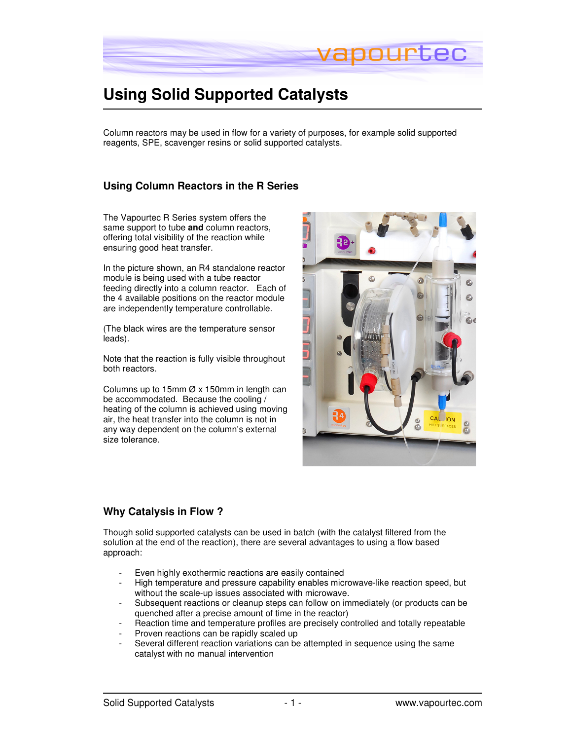# Using Solid Supported Catalysts

Column reactors may be used in flow for a variety of purposes, for example solid supported reagents, SPE, scavenger resins or solid supported catalysts.

## Using Column Reactors in the R Series

The Vapourtec R Series system offers the same support to tube **and** column reactors, offering total visibility of the reaction while ensuring good heat transfer.

In the picture shown, an R4 standalone reactor module is being used with a tube reactor feeding directly into a column reactor. Each of the 4 available positions on the reactor module are independently temperature controllable.

(The black wires are the temperature sensor leads).

Note that the reaction is fully visible throughout both reactors.

Columns up to 15mm Ø x 150mm in length can be accommodated. Because the cooling / heating of the column is achieved using moving air, the heat transfer into the column is not in any way dependent on the column's external size tolerance.

## Why Catalysis in Flow ?

Though solid supported catalysts can be used in batch (with the catalyst filtered from the solution at the end of the reaction), there are several advantages to using a flow based approach:

- Even highly exothermic reactions are easily contained
- High temperature and pressure capability enables microwave-like reaction speed, but without the scale-up issues associated with microwave.
- Subsequent reactions or cleanup steps can follow on immediately (or products can be quenched after a precise amount of time in the reactor)
- Reaction time and temperature profiles are precisely controlled and totally repeatable
- Proven reactions can be rapidly scaled up
- Several different reaction variations can be attempted in sequence using the same catalyst with no manual intervention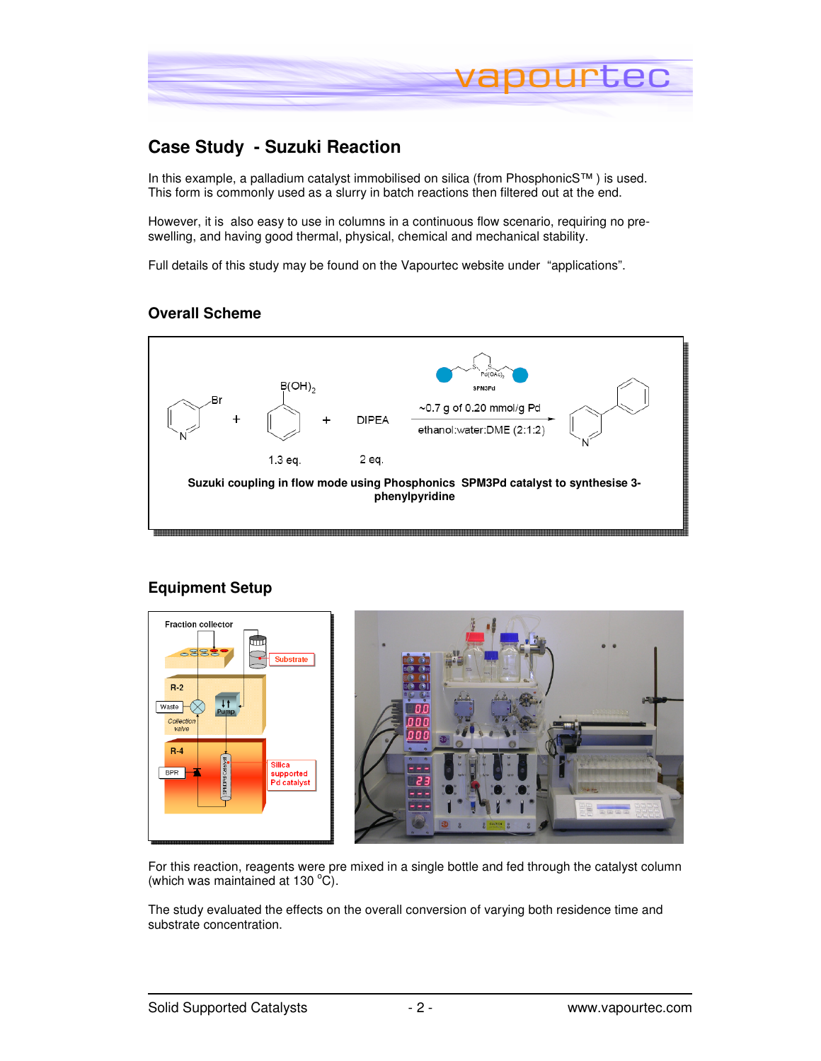## Case Study - Suzuki Reaction

In this example, a palladium catalyst immobilised on silica (from PhosphonicS™ ) is used. This form is commonly used as a slurry in batch reactions then filtered out at the end.

However, it is also easy to use in columns in a continuous flow scenario, requiring no pre-swelling, and having good thermal, physical, chemical and mechanical stability.

Full details of this study may be found on the Vapourtec website under "applications".

### Overall Scheme

Suzuki coupling in flow mode using Phosphonics SPM3Pd catalyst to synthesise 3-phenylpyridine

### Equipment Setup

For this reaction, reagents were pre mixed in a single bottle and fed through the catalyst column (which was maintained at 130 °C).

The study evaluated the effects on the overall conversion of varying both residence time and substrate concentration.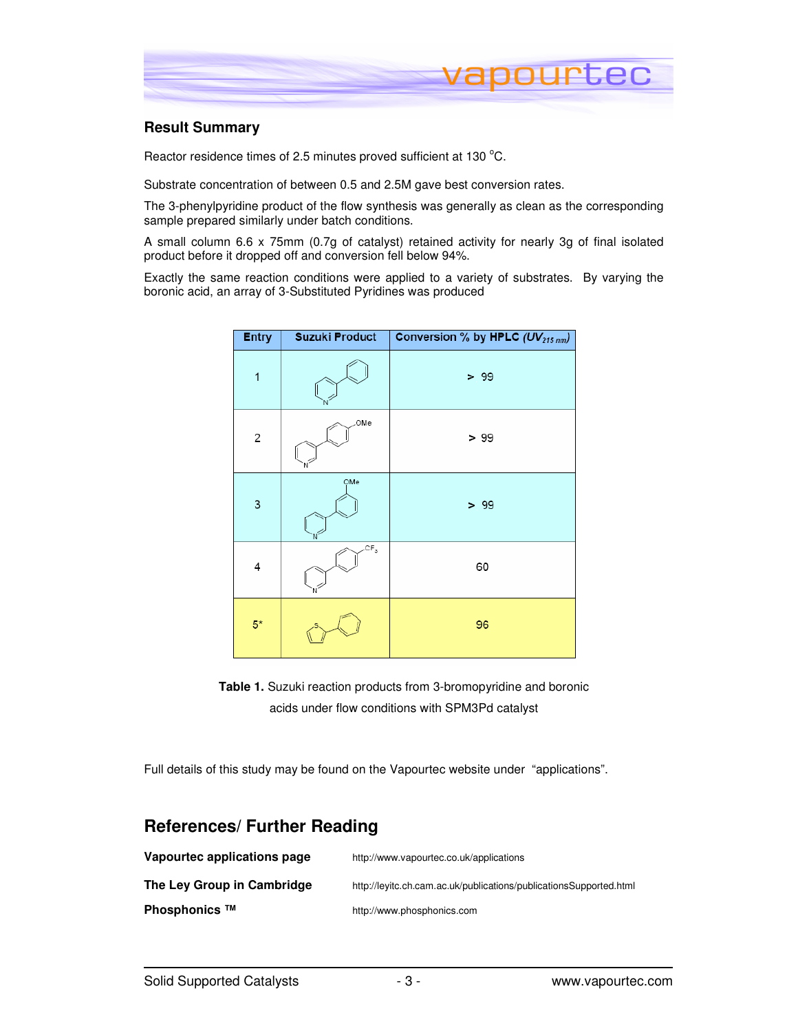## Result Summary

Reactor residence times of 2.5 minutes proved sufficient at 130 °C.

Substrate concentration of between 0.5 and 2.5M gave best conversion rates.

The 3-phenylpyridine product of the flow synthesis was generally as clean as the corresponding sample prepared similarly under batch conditions.

A small column 6.6 x 75mm (0.7g of catalyst) retained activity for nearly 3g of final isolated product before it dropped off and conversion fell below 94%.

Exactly the same reaction conditions were applied to a variety of substrates. By varying the boronic acid, an array of 3-Substituted Pyridines was produced

| Entry | Suzuki Product | Conversion % by HPLC *($UV_{215\ nm}$)* |
|---|---|---|
| 1 | N | > 99 |
| 2 | OMe, N | > 99 |
| 3 | OMe, N | > 99 |
| 4 | $CF_3$, N | 60 |
| 5* | S | 96 |

**Table 1.** Suzuki reaction products from 3-bromopyridine and boronic acids under flow conditions with SPM3Pd catalyst

Full details of this study may be found on the Vapourtec website under "applications".

## References/ Further Reading

**Vapourtec applications page** http://www.vapourtec.co.uk/applications

**The Ley Group in Cambridge** http://leyitc.ch.cam.ac.uk/publications/publicationsSupported.html

**Phosphonics ™** http://www.phosphonics.com